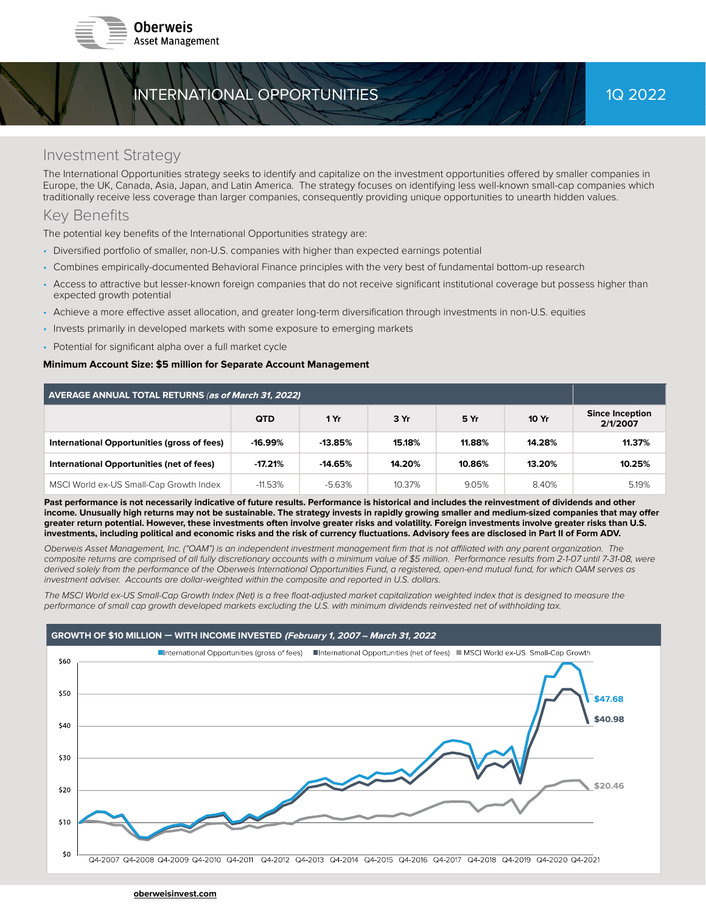Oberweis Asset Management

# INTERNATIONAL OPPORTUNITIES

1Q 2022

## Investment Strategy

The International Opportunities strategy seeks to identify and capitalize on the investment opportunities offered by smaller companies in Europe, the UK, Canada, Asia, Japan, and Latin America. The strategy focuses on identifying less well-known small-cap companies which traditionally receive less coverage than larger companies, consequently providing unique opportunities to unearth hidden values.

## Key Benefits

The potential key benefits of the International Opportunities strategy are:

- Diversified portfolio of smaller, non-U.S. companies with higher than expected earnings potential
- Combines empirically-documented Behavioral Finance principles with the very best of fundamental bottom-up research
- Access to attractive but lesser-known foreign companies that do not receive significant institutional coverage but possess higher than expected growth potential
- Achieve a more effective asset allocation, and greater long-term diversification through investments in non-U.S. equities
- Invests primarily in developed markets with some exposure to emerging markets
- Potential for significant alpha over a full market cycle

**Minimum Account Size: $5 million for Separate Account Management**

**AVERAGE ANNUAL TOTAL RETURNS** ***(as of March 31, 2022)***

| | QTD | 1 Yr | 3 Yr | 5 Yr | 10 Yr | Since Inception 2/1/2007 |
|---|---|---|---|---|---|---|
| **International Opportunities (gross of fees)** | **-16.99%** | **-13.85%** | **15.18%** | **11.88%** | **14.28%** | **11.37%** |
| **International Opportunities (net of fees)** | **-17.21%** | **-14.65%** | **14.20%** | **10.86%** | **13.20%** | **10.25%** |
| MSCI World ex-US Small-Cap Growth Index | -11.53% | -5.63% | 10.37% | 9.05% | 8.40% | 5.19% |

**Past performance is not necessarily indicative of future results. Performance is historical and includes the reinvestment of dividends and other income. Unusually high returns may not be sustainable. The strategy invests in rapidly growing smaller and medium-sized companies that may offer greater return potential. However, these investments often involve greater risks and volatility. Foreign investments involve greater risks than U.S. investments, including political and economic risks and the risk of currency fluctuations. Advisory fees are disclosed in Part II of Form ADV.**

*Oberweis Asset Management, Inc. ("OAM") is an independent investment management firm that is not affiliated with any parent organization. The composite returns are comprised of all fully discretionary accounts with a minimum value of $5 million. Performance results from 2-1-07 until 7-31-08, were derived solely from the performance of the Oberweis International Opportunities Fund, a registered, open-end mutual fund, for which OAM serves as investment adviser. Accounts are dollar-weighted within the composite and reported in U.S. dollars.*

*The MSCI World ex-US Small-Cap Growth Index (Net) is a free float-adjusted market capitalization weighted index that is designed to measure the performance of small cap growth developed markets excluding the U.S. with minimum dividends reinvested net of withholding tax.*

**GROWTH OF $10 MILLION — WITH INCOME INVESTED** ***(February 1, 2007 – March 31, 2022)***

International Opportunities (gross of fees): $47.68
International Opportunities (net of fees): $40.98
MSCI World ex-US Small-Cap Growth: $20.46

oberweisinvest.com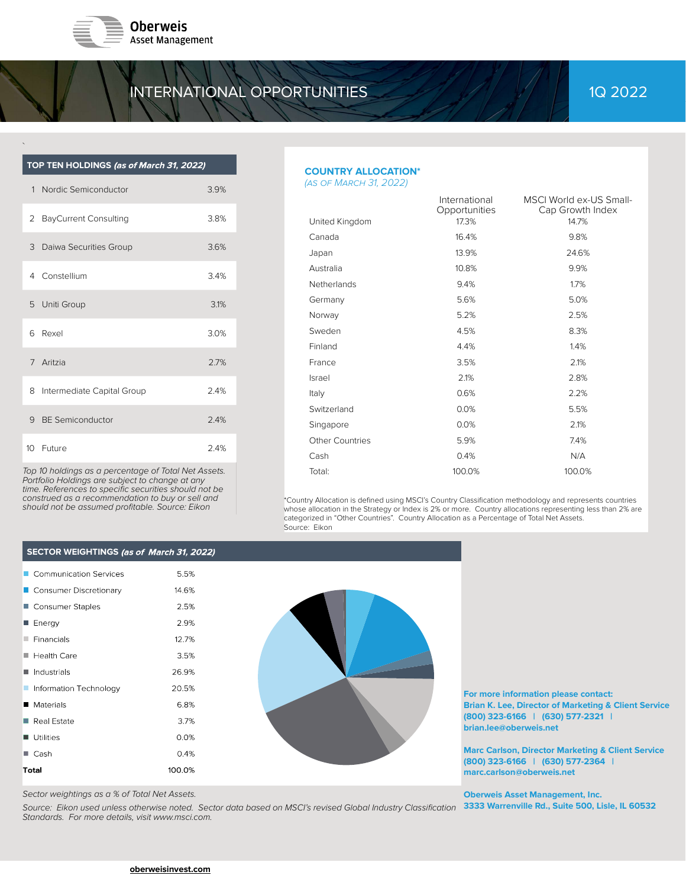# INTERNATIONAL OPPORTUNITIES

1Q 2022

## TOP TEN HOLDINGS *(as of March 31, 2022)*

| | | |
|---|---|---|
| 1 | Nordic Semiconductor | 3.9% |
| 2 | BayCurrent Consulting | 3.8% |
| 3 | Daiwa Securities Group | 3.6% |
| 4 | Constellium | 3.4% |
| 5 | Uniti Group | 3.1% |
| 6 | Rexel | 3.0% |
| 7 | Aritzia | 2.7% |
| 8 | Intermediate Capital Group | 2.4% |
| 9 | BE Semiconductor | 2.4% |
| 10 | Future | 2.4% |

*Top 10 holdings as a percentage of Total Net Assets. Portfolio Holdings are subject to change at any time. References to specific securities should not be construed as a recommendation to buy or sell and should not be assumed profitable. Source: Eikon*

## COUNTRY ALLOCATION*

*(AS OF MARCH 31, 2022)*

| | International Opportunities | MSCI World ex-US Small-Cap Growth Index |
|---|---|---|
| United Kingdom | 17.3% | 14.7% |
| Canada | 16.4% | 9.8% |
| Japan | 13.9% | 24.6% |
| Australia | 10.8% | 9.9% |
| Netherlands | 9.4% | 1.7% |
| Germany | 5.6% | 5.0% |
| Norway | 5.2% | 2.5% |
| Sweden | 4.5% | 8.3% |
| Finland | 4.4% | 1.4% |
| France | 3.5% | 2.1% |
| Israel | 2.1% | 2.8% |
| Italy | 0.6% | 2.2% |
| Switzerland | 0.0% | 5.5% |
| Singapore | 0.0% | 2.1% |
| Other Countries | 5.9% | 7.4% |
| Cash | 0.4% | N/A |
| Total: | 100.0% | 100.0% |

*Country Allocation is defined using MSCI's Country Classification methodology and represents countries whose allocation in the Strategy or Index is 2% or more. Country allocations representing less than 2% are categorized in "Other Countries". Country Allocation as a Percentage of Total Net Assets.
Source: Eikon

## SECTOR WEIGHTINGS *(as of March 31, 2022)*

| | |
|---|---|
| Communication Services | 5.5% |
| Consumer Discretionary | 14.6% |
| Consumer Staples | 2.5% |
| Energy | 2.9% |
| Financials | 12.7% |
| Health Care | 3.5% |
| Industrials | 26.9% |
| Information Technology | 20.5% |
| Materials | 6.8% |
| Real Estate | 3.7% |
| Utilities | 0.0% |
| Cash | 0.4% |
| **Total** | 100.0% |

*Sector weightings as a % of Total Net Assets.*

*Source: Eikon used unless otherwise noted. Sector data based on MSCI's revised Global Industry Classification Standards. For more details, visit www.msci.com.*

**For more information please contact:**
**Brian K. Lee, Director of Marketing & Client Service**
**(800) 323-6166 | (630) 577-2321 |**
**brian.lee@oberweis.net**

**Marc Carlson, Director Marketing & Client Service**
**(800) 323-6166 | (630) 577-2364 |**
**marc.carlson@oberweis.net**

**Oberweis Asset Management, Inc.**
**3333 Warrenville Rd., Suite 500, Lisle, IL 60532**

oberweisinvest.com